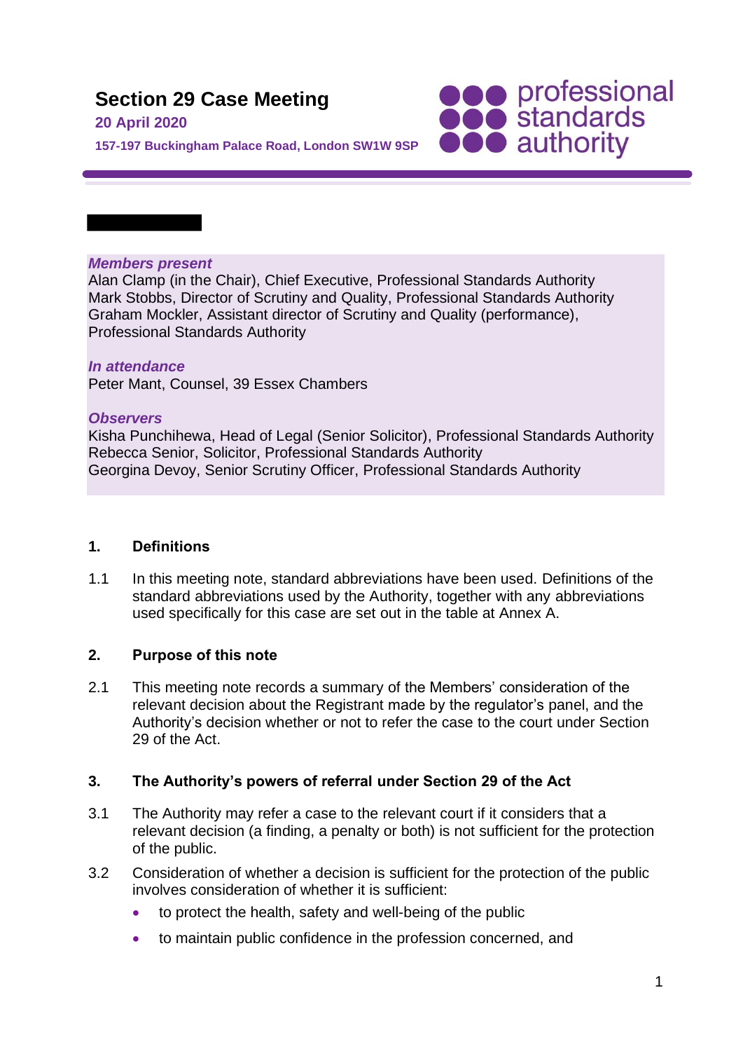# Section 29 Case Meeting

**20 April 2020**

**157-197 Buckingham Palace Road, London SW1W 9SP**

***Members present***

Alan Clamp (in the Chair), Chief Executive, Professional Standards Authority
Mark Stobbs, Director of Scrutiny and Quality, Professional Standards Authority
Graham Mockler, Assistant director of Scrutiny and Quality (performance), Professional Standards Authority

***In attendance***

Peter Mant, Counsel, 39 Essex Chambers

***Observers***

Kisha Punchihewa, Head of Legal (Senior Solicitor), Professional Standards Authority
Rebecca Senior, Solicitor, Professional Standards Authority
Georgina Devoy, Senior Scrutiny Officer, Professional Standards Authority

## 1. Definitions

1.1 In this meeting note, standard abbreviations have been used. Definitions of the standard abbreviations used by the Authority, together with any abbreviations used specifically for this case are set out in the table at Annex A.

## 2. Purpose of this note

2.1 This meeting note records a summary of the Members' consideration of the relevant decision about the Registrant made by the regulator's panel, and the Authority's decision whether or not to refer the case to the court under Section 29 of the Act.

## 3. The Authority's powers of referral under Section 29 of the Act

3.1 The Authority may refer a case to the relevant court if it considers that a relevant decision (a finding, a penalty or both) is not sufficient for the protection of the public.

3.2 Consideration of whether a decision is sufficient for the protection of the public involves consideration of whether it is sufficient:

- to protect the health, safety and well-being of the public
- to maintain public confidence in the profession concerned, and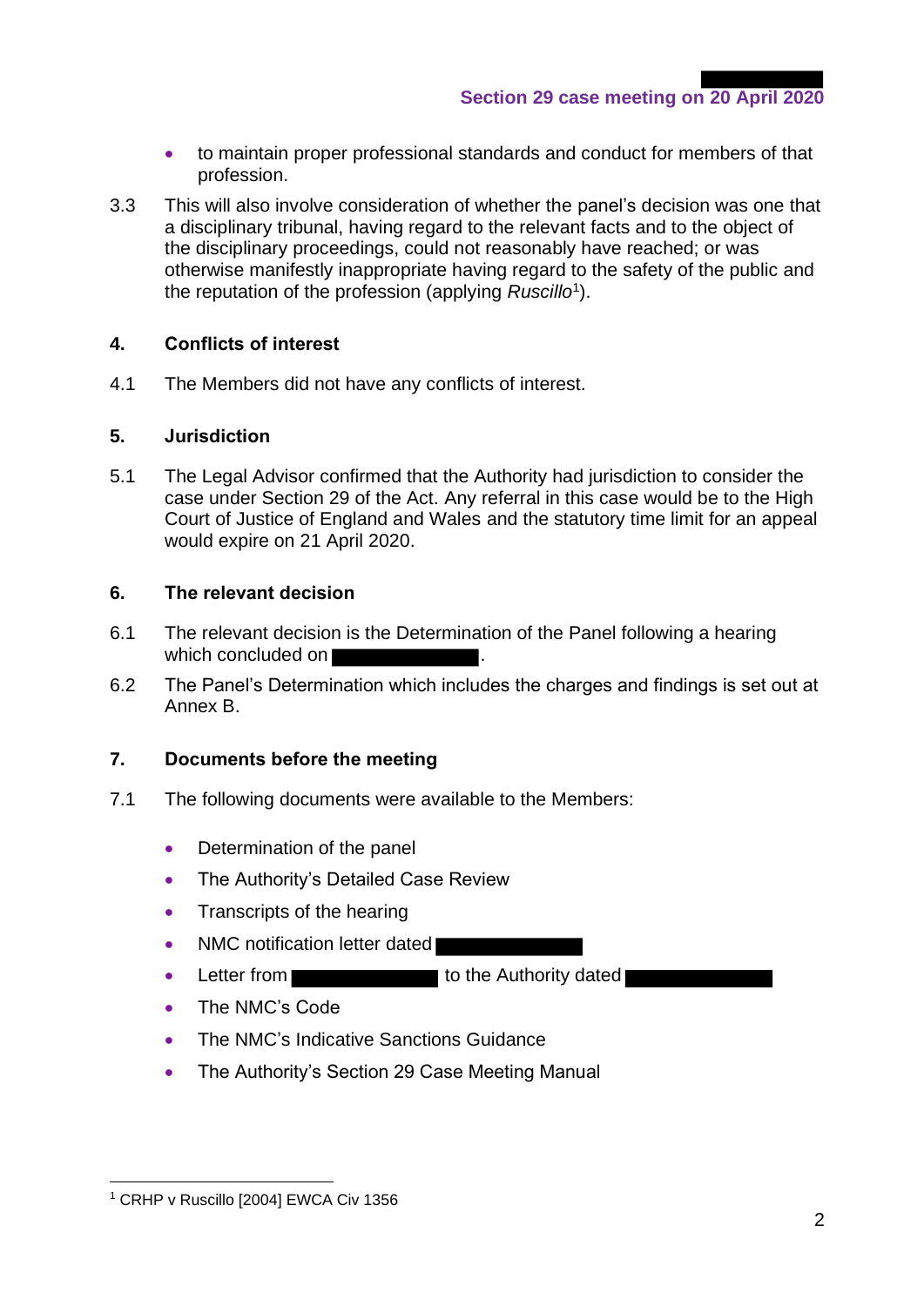- to maintain proper professional standards and conduct for members of that profession.

3.3 This will also involve consideration of whether the panel's decision was one that a disciplinary tribunal, having regard to the relevant facts and to the object of the disciplinary proceedings, could not reasonably have reached; or was otherwise manifestly inappropriate having regard to the safety of the public and the reputation of the profession (applying *Ruscillo*[1]).

## 4. Conflicts of interest

4.1 The Members did not have any conflicts of interest.

## 5. Jurisdiction

5.1 The Legal Advisor confirmed that the Authority had jurisdiction to consider the case under Section 29 of the Act. Any referral in this case would be to the High Court of Justice of England and Wales and the statutory time limit for an appeal would expire on 21 April 2020.

## 6. The relevant decision

6.1 The relevant decision is the Determination of the Panel following a hearing which concluded on [redacted].

6.2 The Panel's Determination which includes the charges and findings is set out at Annex B.

## 7. Documents before the meeting

7.1 The following documents were available to the Members:

- Determination of the panel
- The Authority's Detailed Case Review
- Transcripts of the hearing
- NMC notification letter dated [redacted]
- Letter from [redacted] to the Authority dated [redacted]
- The NMC's Code
- The NMC's Indicative Sanctions Guidance
- The Authority's Section 29 Case Meeting Manual

[1] CRHP v Ruscillo [2004] EWCA Civ 1356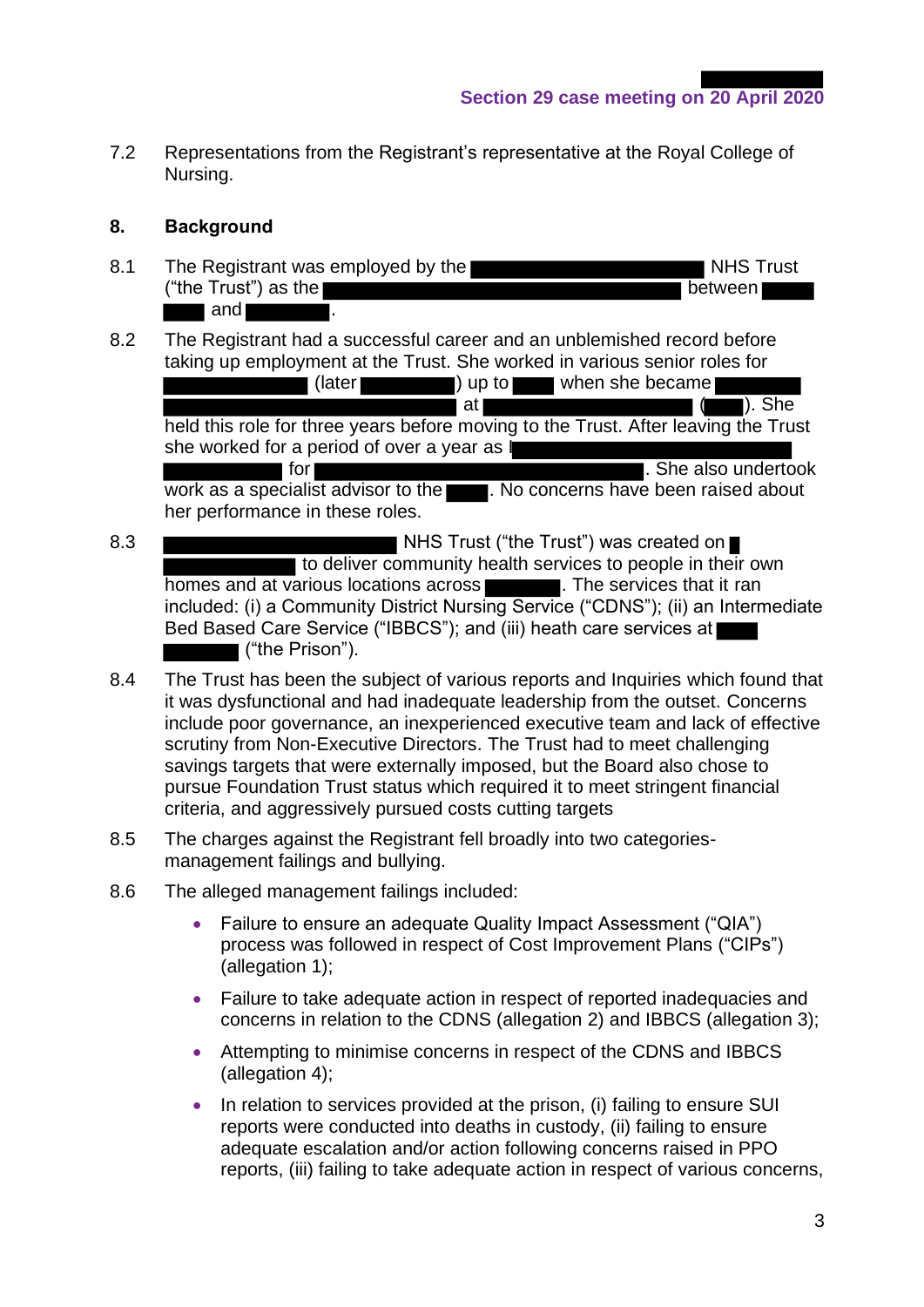7.2 Representations from the Registrant's representative at the Royal College of Nursing.

## 8. Background

8.1 The Registrant was employed by the ██████████ NHS Trust ("the Trust") as the ████████████████ between ████ ████ and ██████.

8.2 The Registrant had a successful career and an unblemished record before taking up employment at the Trust. She worked in various senior roles for ██████████ (later ██████) up to ████ when she became ██████ ████████████████ at ████████████ (████). She held this role for three years before moving to the Trust. After leaving the Trust she worked for a period of over a year as ████████████████ ██████ for ████████████████. She also undertook work as a specialist advisor to the ███. No concerns have been raised about her performance in these roles.

8.3 ████████████████ NHS Trust ("the Trust") was created on █ ████████ to deliver community health services to people in their own homes and at various locations across ██████. The services that it ran included: (i) a Community District Nursing Service ("CDNS"); (ii) an Intermediate Bed Based Care Service ("IBBCS"); and (iii) heath care services at ███ █████ ("the Prison").

8.4 The Trust has been the subject of various reports and Inquiries which found that it was dysfunctional and had inadequate leadership from the outset. Concerns include poor governance, an inexperienced executive team and lack of effective scrutiny from Non-Executive Directors. The Trust had to meet challenging savings targets that were externally imposed, but the Board also chose to pursue Foundation Trust status which required it to meet stringent financial criteria, and aggressively pursued costs cutting targets

8.5 The charges against the Registrant fell broadly into two categories- management failings and bullying.

8.6 The alleged management failings included:

- Failure to ensure an adequate Quality Impact Assessment ("QIA") process was followed in respect of Cost Improvement Plans ("CIPs") (allegation 1);
- Failure to take adequate action in respect of reported inadequacies and concerns in relation to the CDNS (allegation 2) and IBBCS (allegation 3);
- Attempting to minimise concerns in respect of the CDNS and IBBCS (allegation 4);
- In relation to services provided at the prison, (i) failing to ensure SUI reports were conducted into deaths in custody, (ii) failing to ensure adequate escalation and/or action following concerns raised in PPO reports, (iii) failing to take adequate action in respect of various concerns,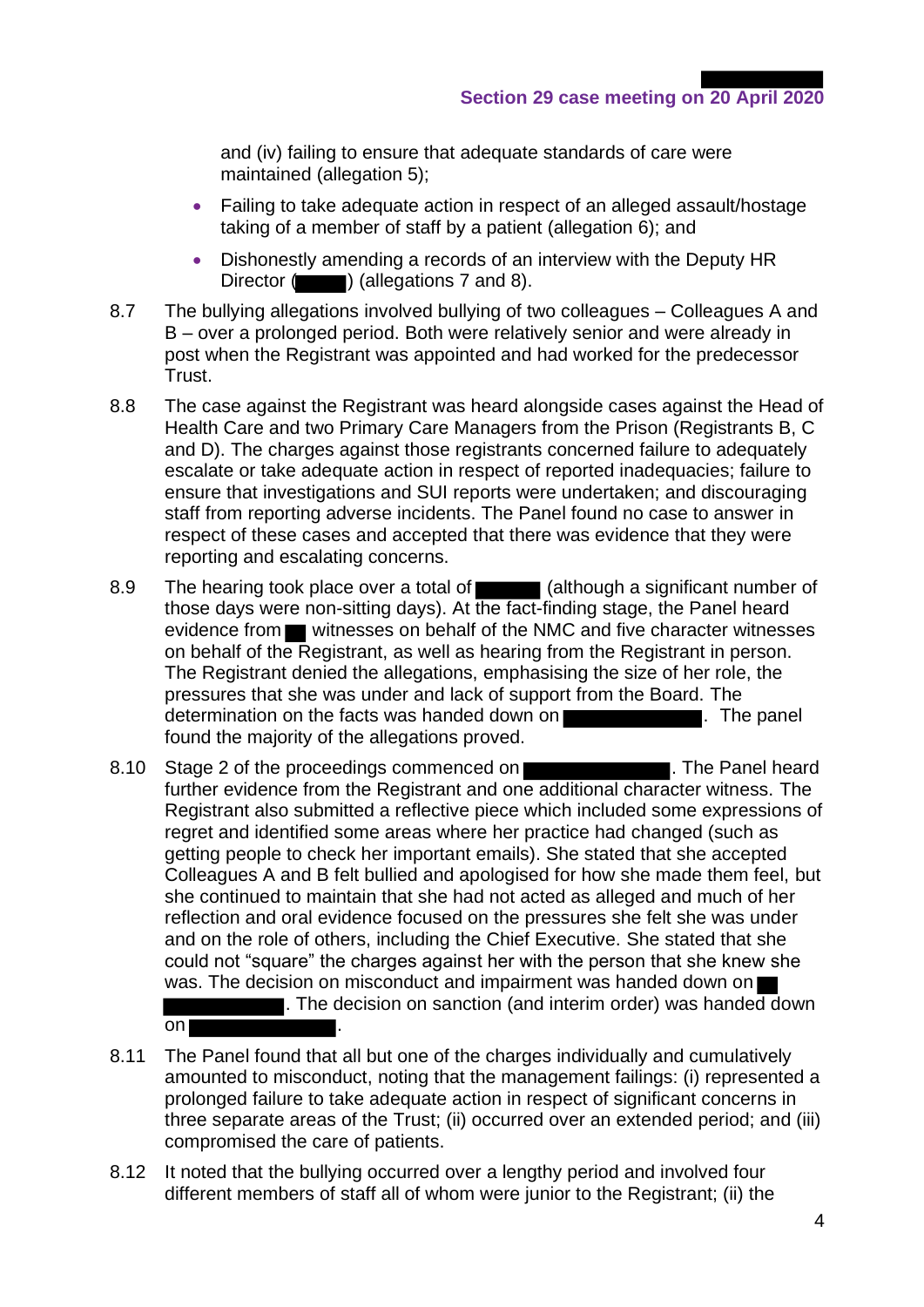and (iv) failing to ensure that adequate standards of care were maintained (allegation 5);

- Failing to take adequate action in respect of an alleged assault/hostage taking of a member of staff by a patient (allegation 6); and
- Dishonestly amending a records of an interview with the Deputy HR Director (█████) (allegations 7 and 8).

8.7 The bullying allegations involved bullying of two colleagues – Colleagues A and B – over a prolonged period. Both were relatively senior and were already in post when the Registrant was appointed and had worked for the predecessor Trust.

8.8 The case against the Registrant was heard alongside cases against the Head of Health Care and two Primary Care Managers from the Prison (Registrants B, C and D). The charges against those registrants concerned failure to adequately escalate or take adequate action in respect of reported inadequacies; failure to ensure that investigations and SUI reports were undertaken; and discouraging staff from reporting adverse incidents. The Panel found no case to answer in respect of these cases and accepted that there was evidence that they were reporting and escalating concerns.

8.9 The hearing took place over a total of ██████ (although a significant number of those days were non-sitting days). At the fact-finding stage, the Panel heard evidence from ██ witnesses on behalf of the NMC and five character witnesses on behalf of the Registrant, as well as hearing from the Registrant in person. The Registrant denied the allegations, emphasising the size of her role, the pressures that she was under and lack of support from the Board. The determination on the facts was handed down on █████████████. The panel found the majority of the allegations proved.

8.10 Stage 2 of the proceedings commenced on ███████████████. The Panel heard further evidence from the Registrant and one additional character witness. The Registrant also submitted a reflective piece which included some expressions of regret and identified some areas where her practice had changed (such as getting people to check her important emails). She stated that she accepted Colleagues A and B felt bullied and apologised for how she made them feel, but she continued to maintain that she had not acted as alleged and much of her reflection and oral evidence focused on the pressures she felt she was under and on the role of others, including the Chief Executive. She stated that she could not "square" the charges against her with the person that she knew she was. The decision on misconduct and impairment was handed down on ██ █████████████. The decision on sanction (and interim order) was handed down on ███████████████.

8.11 The Panel found that all but one of the charges individually and cumulatively amounted to misconduct, noting that the management failings: (i) represented a prolonged failure to take adequate action in respect of significant concerns in three separate areas of the Trust; (ii) occurred over an extended period; and (iii) compromised the care of patients.

8.12 It noted that the bullying occurred over a lengthy period and involved four different members of staff all of whom were junior to the Registrant; (ii) the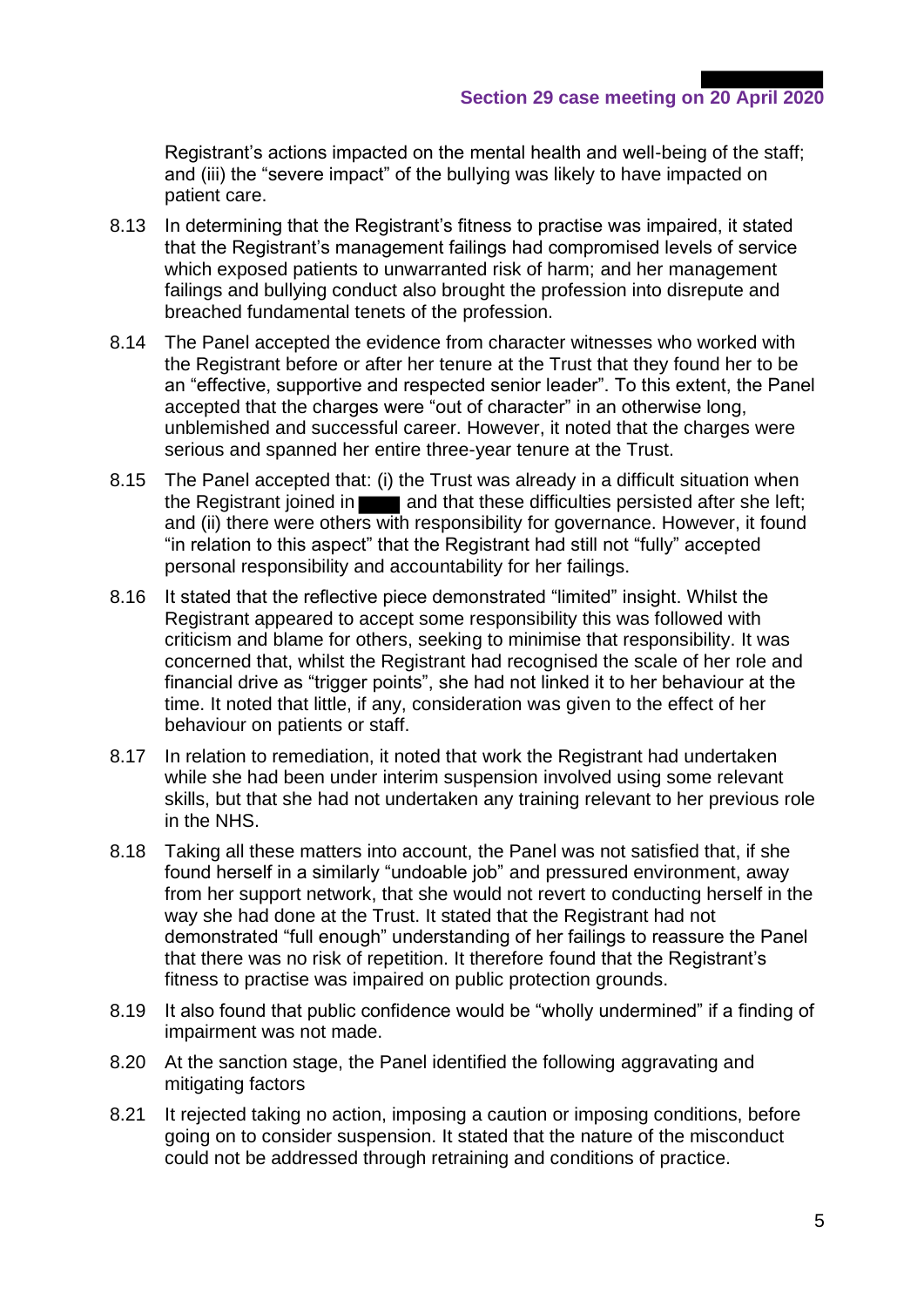Registrant's actions impacted on the mental health and well-being of the staff; and (iii) the "severe impact" of the bullying was likely to have impacted on patient care.

8.13 In determining that the Registrant's fitness to practise was impaired, it stated that the Registrant's management failings had compromised levels of service which exposed patients to unwarranted risk of harm; and her management failings and bullying conduct also brought the profession into disrepute and breached fundamental tenets of the profession.

8.14 The Panel accepted the evidence from character witnesses who worked with the Registrant before or after her tenure at the Trust that they found her to be an "effective, supportive and respected senior leader". To this extent, the Panel accepted that the charges were "out of character" in an otherwise long, unblemished and successful career. However, it noted that the charges were serious and spanned her entire three-year tenure at the Trust.

8.15 The Panel accepted that: (i) the Trust was already in a difficult situation when the Registrant joined in ████ and that these difficulties persisted after she left; and (ii) there were others with responsibility for governance. However, it found "in relation to this aspect" that the Registrant had still not "fully" accepted personal responsibility and accountability for her failings.

8.16 It stated that the reflective piece demonstrated "limited" insight. Whilst the Registrant appeared to accept some responsibility this was followed with criticism and blame for others, seeking to minimise that responsibility. It was concerned that, whilst the Registrant had recognised the scale of her role and financial drive as "trigger points", she had not linked it to her behaviour at the time. It noted that little, if any, consideration was given to the effect of her behaviour on patients or staff.

8.17 In relation to remediation, it noted that work the Registrant had undertaken while she had been under interim suspension involved using some relevant skills, but that she had not undertaken any training relevant to her previous role in the NHS.

8.18 Taking all these matters into account, the Panel was not satisfied that, if she found herself in a similarly "undoable job" and pressured environment, away from her support network, that she would not revert to conducting herself in the way she had done at the Trust. It stated that the Registrant had not demonstrated "full enough" understanding of her failings to reassure the Panel that there was no risk of repetition. It therefore found that the Registrant's fitness to practise was impaired on public protection grounds.

8.19 It also found that public confidence would be "wholly undermined" if a finding of impairment was not made.

8.20 At the sanction stage, the Panel identified the following aggravating and mitigating factors

8.21 It rejected taking no action, imposing a caution or imposing conditions, before going on to consider suspension. It stated that the nature of the misconduct could not be addressed through retraining and conditions of practice.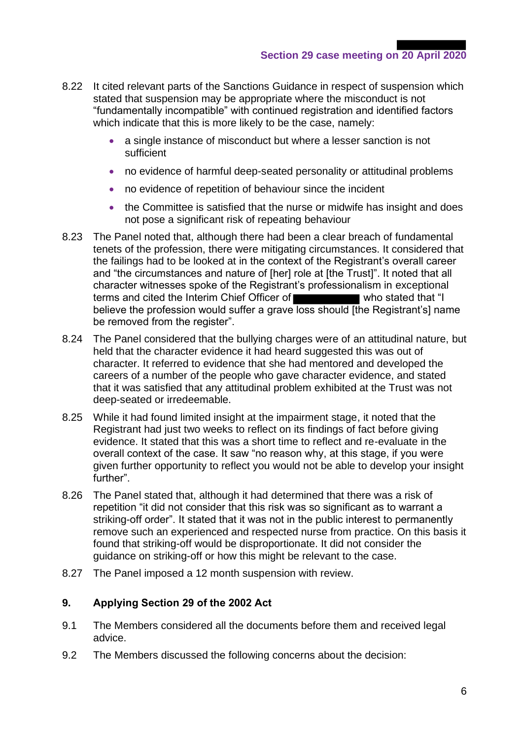8.22 It cited relevant parts of the Sanctions Guidance in respect of suspension which stated that suspension may be appropriate where the misconduct is not "fundamentally incompatible" with continued registration and identified factors which indicate that this is more likely to be the case, namely:

- a single instance of misconduct but where a lesser sanction is not sufficient
- no evidence of harmful deep-seated personality or attitudinal problems
- no evidence of repetition of behaviour since the incident
- the Committee is satisfied that the nurse or midwife has insight and does not pose a significant risk of repeating behaviour

8.23 The Panel noted that, although there had been a clear breach of fundamental tenets of the profession, there were mitigating circumstances. It considered that the failings had to be looked at in the context of the Registrant's overall career and "the circumstances and nature of [her] role at [the Trust]". It noted that all character witnesses spoke of the Registrant's professionalism in exceptional terms and cited the Interim Chief Officer of ██████████ who stated that "I believe the profession would suffer a grave loss should [the Registrant's] name be removed from the register".

8.24 The Panel considered that the bullying charges were of an attitudinal nature, but held that the character evidence it had heard suggested this was out of character. It referred to evidence that she had mentored and developed the careers of a number of the people who gave character evidence, and stated that it was satisfied that any attitudinal problem exhibited at the Trust was not deep-seated or irredeemable.

8.25 While it had found limited insight at the impairment stage, it noted that the Registrant had just two weeks to reflect on its findings of fact before giving evidence. It stated that this was a short time to reflect and re-evaluate in the overall context of the case. It saw "no reason why, at this stage, if you were given further opportunity to reflect you would not be able to develop your insight further".

8.26 The Panel stated that, although it had determined that there was a risk of repetition "it did not consider that this risk was so significant as to warrant a striking-off order". It stated that it was not in the public interest to permanently remove such an experienced and respected nurse from practice. On this basis it found that striking-off would be disproportionate. It did not consider the guidance on striking-off or how this might be relevant to the case.

8.27 The Panel imposed a 12 month suspension with review.

## 9. Applying Section 29 of the 2002 Act

9.1 The Members considered all the documents before them and received legal advice.

9.2 The Members discussed the following concerns about the decision: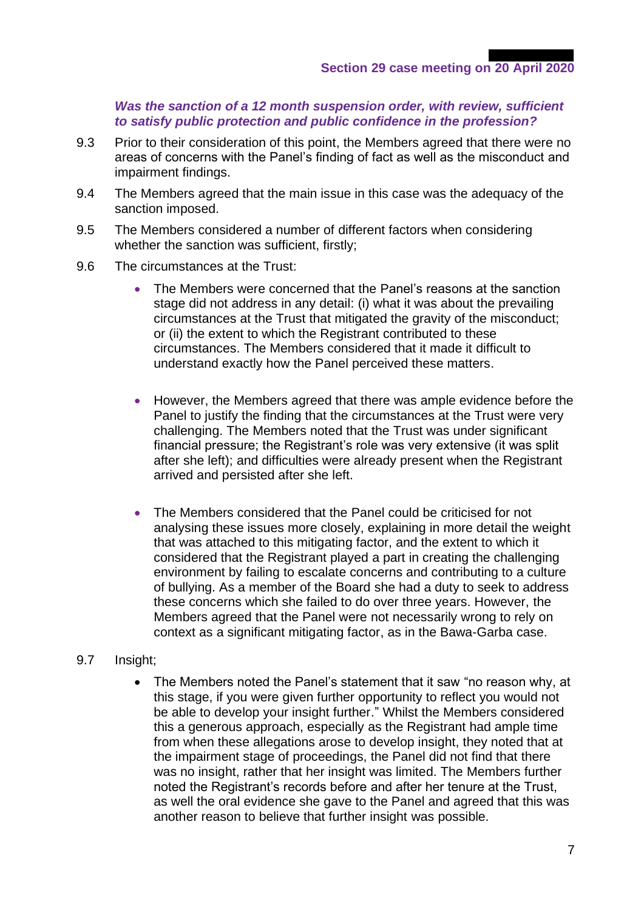***Was the sanction of a 12 month suspension order, with review, sufficient to satisfy public protection and public confidence in the profession?***

9.3 Prior to their consideration of this point, the Members agreed that there were no areas of concerns with the Panel's finding of fact as well as the misconduct and impairment findings.

9.4 The Members agreed that the main issue in this case was the adequacy of the sanction imposed.

9.5 The Members considered a number of different factors when considering whether the sanction was sufficient, firstly;

9.6 The circumstances at the Trust:

- The Members were concerned that the Panel's reasons at the sanction stage did not address in any detail: (i) what it was about the prevailing circumstances at the Trust that mitigated the gravity of the misconduct; or (ii) the extent to which the Registrant contributed to these circumstances. The Members considered that it made it difficult to understand exactly how the Panel perceived these matters.

- However, the Members agreed that there was ample evidence before the Panel to justify the finding that the circumstances at the Trust were very challenging. The Members noted that the Trust was under significant financial pressure; the Registrant's role was very extensive (it was split after she left); and difficulties were already present when the Registrant arrived and persisted after she left.

- The Members considered that the Panel could be criticised for not analysing these issues more closely, explaining in more detail the weight that was attached to this mitigating factor, and the extent to which it considered that the Registrant played a part in creating the challenging environment by failing to escalate concerns and contributing to a culture of bullying. As a member of the Board she had a duty to seek to address these concerns which she failed to do over three years. However, the Members agreed that the Panel were not necessarily wrong to rely on context as a significant mitigating factor, as in the Bawa-Garba case.

9.7 Insight;

- The Members noted the Panel's statement that it saw "no reason why, at this stage, if you were given further opportunity to reflect you would not be able to develop your insight further." Whilst the Members considered this a generous approach, especially as the Registrant had ample time from when these allegations arose to develop insight, they noted that at the impairment stage of proceedings, the Panel did not find that there was no insight, rather that her insight was limited. The Members further noted the Registrant's records before and after her tenure at the Trust, as well the oral evidence she gave to the Panel and agreed that this was another reason to believe that further insight was possible.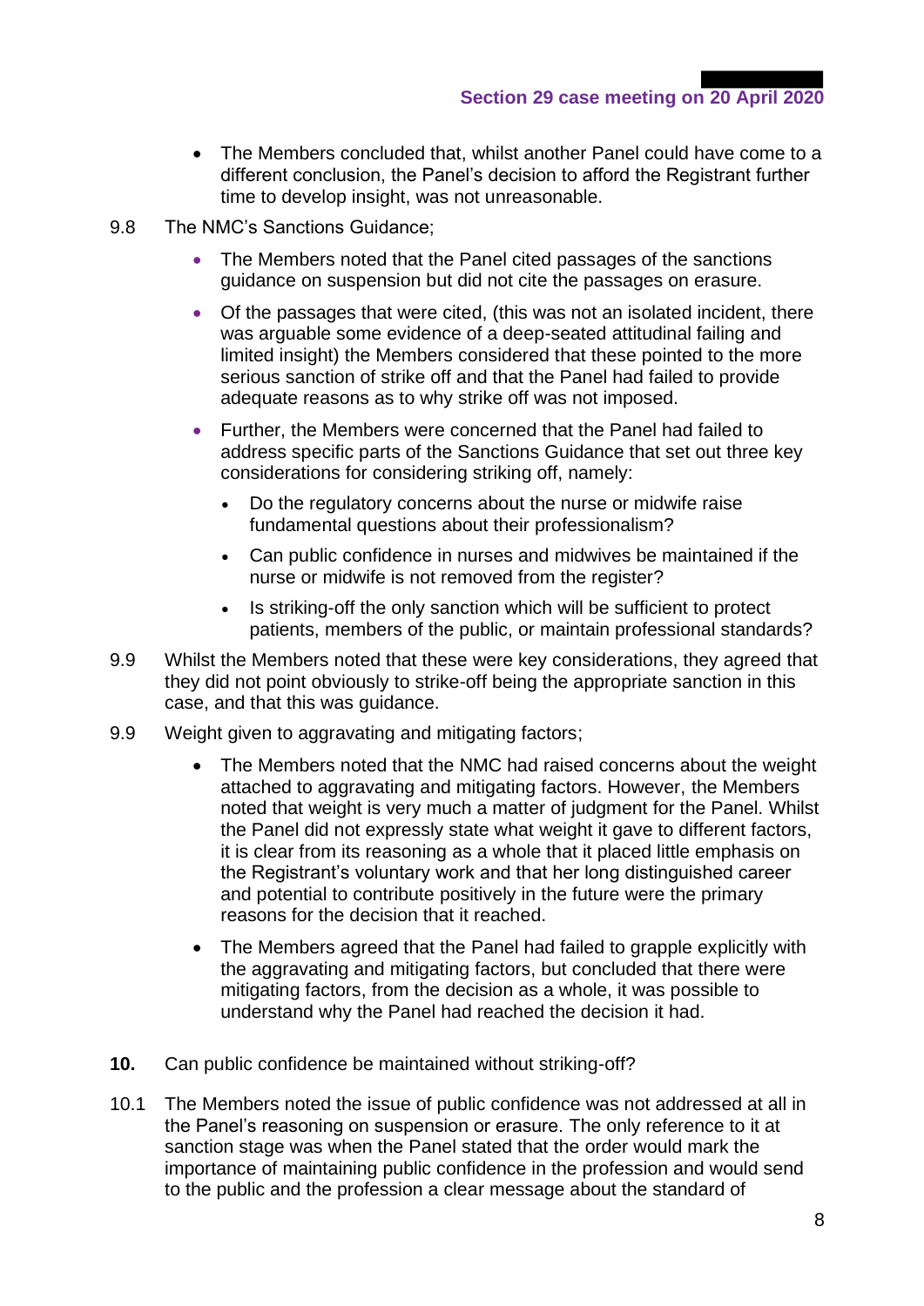- The Members concluded that, whilst another Panel could have come to a different conclusion, the Panel's decision to afford the Registrant further time to develop insight, was not unreasonable.

9.8 The NMC's Sanctions Guidance;

- The Members noted that the Panel cited passages of the sanctions guidance on suspension but did not cite the passages on erasure.
- Of the passages that were cited, (this was not an isolated incident, there was arguable some evidence of a deep-seated attitudinal failing and limited insight) the Members considered that these pointed to the more serious sanction of strike off and that the Panel had failed to provide adequate reasons as to why strike off was not imposed.
- Further, the Members were concerned that the Panel had failed to address specific parts of the Sanctions Guidance that set out three key considerations for considering striking off, namely:
  - Do the regulatory concerns about the nurse or midwife raise fundamental questions about their professionalism?
  - Can public confidence in nurses and midwives be maintained if the nurse or midwife is not removed from the register?
  - Is striking-off the only sanction which will be sufficient to protect patients, members of the public, or maintain professional standards?

9.9 Whilst the Members noted that these were key considerations, they agreed that they did not point obviously to strike-off being the appropriate sanction in this case, and that this was guidance.

9.9 Weight given to aggravating and mitigating factors;

- The Members noted that the NMC had raised concerns about the weight attached to aggravating and mitigating factors. However, the Members noted that weight is very much a matter of judgment for the Panel. Whilst the Panel did not expressly state what weight it gave to different factors, it is clear from its reasoning as a whole that it placed little emphasis on the Registrant's voluntary work and that her long distinguished career and potential to contribute positively in the future were the primary reasons for the decision that it reached.
- The Members agreed that the Panel had failed to grapple explicitly with the aggravating and mitigating factors, but concluded that there were mitigating factors, from the decision as a whole, it was possible to understand why the Panel had reached the decision it had.

**10.** Can public confidence be maintained without striking-off?

10.1 The Members noted the issue of public confidence was not addressed at all in the Panel's reasoning on suspension or erasure. The only reference to it at sanction stage was when the Panel stated that the order would mark the importance of maintaining public confidence in the profession and would send to the public and the profession a clear message about the standard of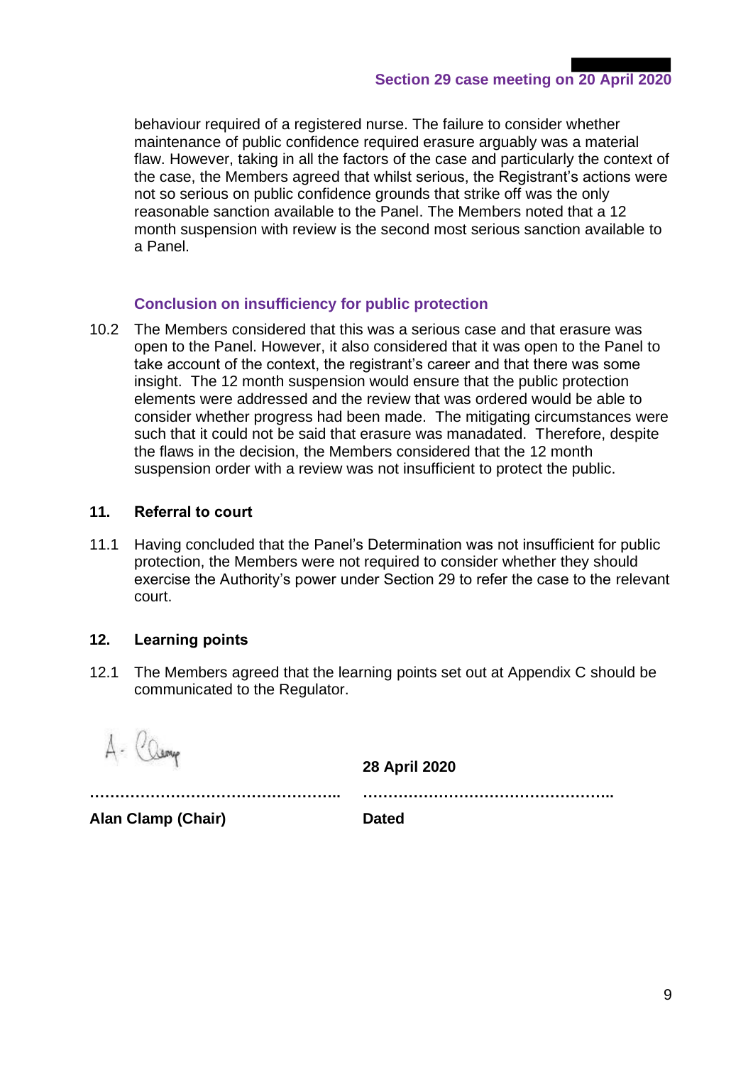behaviour required of a registered nurse. The failure to consider whether maintenance of public confidence required erasure arguably was a material flaw. However, taking in all the factors of the case and particularly the context of the case, the Members agreed that whilst serious, the Registrant's actions were not so serious on public confidence grounds that strike off was the only reasonable sanction available to the Panel. The Members noted that a 12 month suspension with review is the second most serious sanction available to a Panel.

### Conclusion on insufficiency for public protection

10.2 The Members considered that this was a serious case and that erasure was open to the Panel. However, it also considered that it was open to the Panel to take account of the context, the registrant's career and that there was some insight. The 12 month suspension would ensure that the public protection elements were addressed and the review that was ordered would be able to consider whether progress had been made. The mitigating circumstances were such that it could not be said that erasure was manadated. Therefore, despite the flaws in the decision, the Members considered that the 12 month suspension order with a review was not insufficient to protect the public.

## 11. Referral to court

11.1 Having concluded that the Panel's Determination was not insufficient for public protection, the Members were not required to consider whether they should exercise the Authority's power under Section 29 to refer the case to the relevant court.

## 12. Learning points

12.1 The Members agreed that the learning points set out at Appendix C should be communicated to the Regulator.

| | **28 April 2020** |
|---|---|
| …………………………………………….. | …………………………………………….. |
| **Alan Clamp (Chair)** | **Dated** |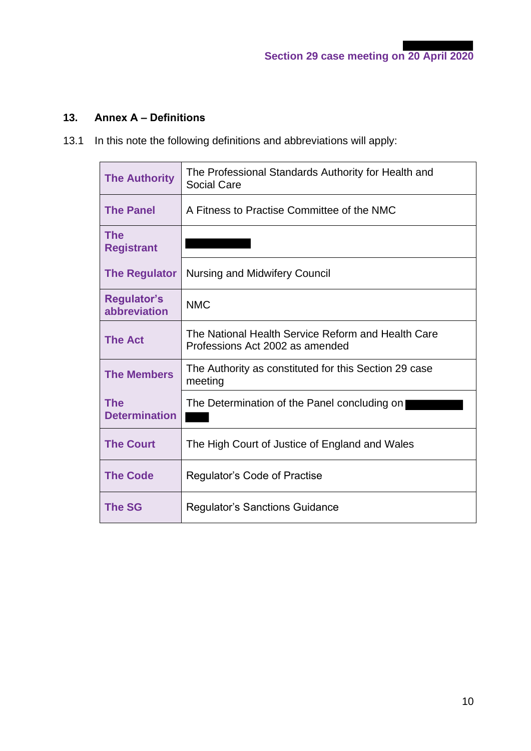## 13. Annex A – Definitions

13.1 In this note the following definitions and abbreviations will apply:

| | |
|---|---|
| **The Authority** | The Professional Standards Authority for Health and Social Care |
| **The Panel** | A Fitness to Practise Committee of the NMC |
| **The Registrant** | |
| **The Regulator** | Nursing and Midwifery Council |
| **Regulator's abbreviation** | NMC |
| **The Act** | The National Health Service Reform and Health Care Professions Act 2002 as amended |
| **The Members** | The Authority as constituted for this Section 29 case meeting |
| **The Determination** | The Determination of the Panel concluding on |
| **The Court** | The High Court of Justice of England and Wales |
| **The Code** | Regulator's Code of Practise |
| **The SG** | Regulator's Sanctions Guidance |